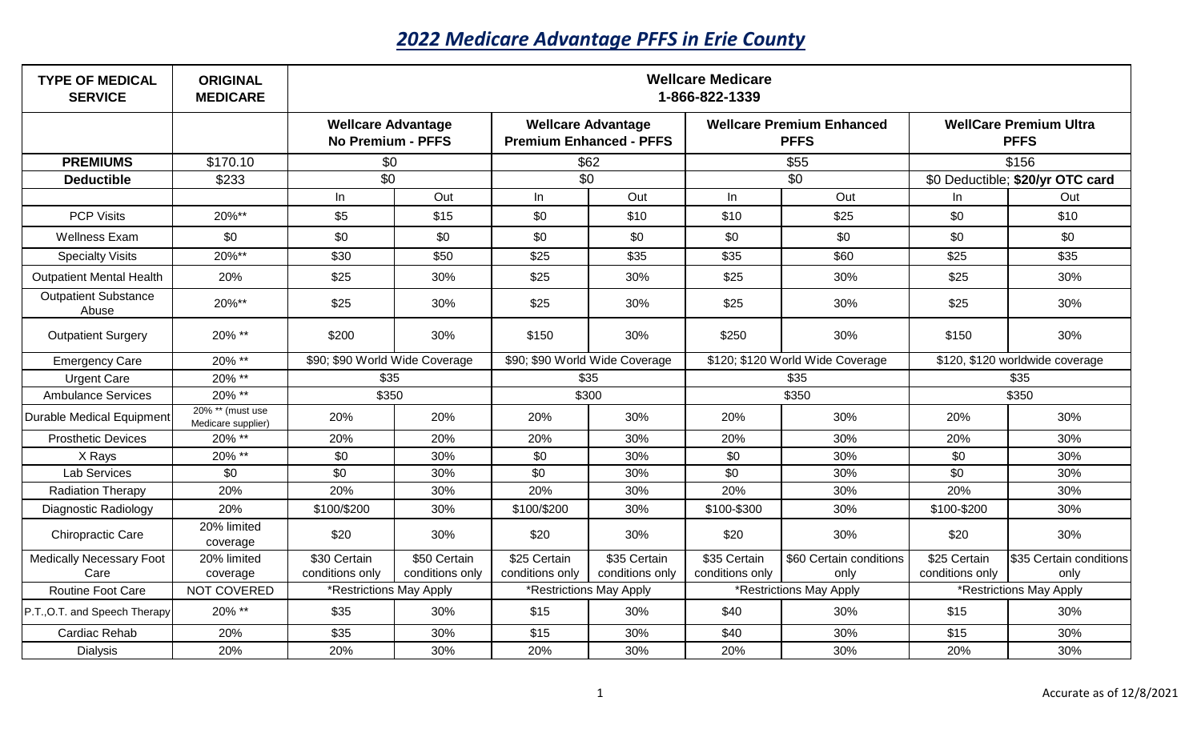# *2022 Medicare Advantage PFFS in Erie County*

| TYPE OF MEDICAL SERVICE | ORIGINAL MEDICARE | Wellcare Medicare 1-866-822-1339 | | | | | | | |
|---|---|---|---|---|---|---|---|---|---|
| | | Wellcare Advantage No Premium - PFFS | | Wellcare Advantage Premium Enhanced - PFFS | | Wellcare Premium Enhanced PFFS | | WellCare Premium Ultra PFFS | |
| **PREMIUMS** | $170.10 | $0 | | $62 | | $55 | | $156 | |
| **Deductible** | $233 | $0 | | $0 | | $0 | | $0 Deductible; **$20/yr OTC card** | |
| | | In | Out | In | Out | In | Out | In | Out |
| PCP Visits | 20%** | $5 | $15 | $0 | $10 | $10 | $25 | $0 | $10 |
| Wellness Exam | $0 | $0 | $0 | $0 | $0 | $0 | $0 | $0 | $0 |
| Specialty Visits | 20%** | $30 | $50 | $25 | $35 | $35 | $60 | $25 | $35 |
| Outpatient Mental Health | 20% | $25 | 30% | $25 | 30% | $25 | 30% | $25 | 30% |
| Outpatient Substance Abuse | 20%** | $25 | 30% | $25 | 30% | $25 | 30% | $25 | 30% |
| Outpatient Surgery | 20% ** | $200 | 30% | $150 | 30% | $250 | 30% | $150 | 30% |
| Emergency Care | 20% ** | $90; $90 World Wide Coverage | | $90; $90 World Wide Coverage | | $120; $120 World Wide Coverage | | $120, $120 worldwide coverage | |
| Urgent Care | 20% ** | $35 | | $35 | | $35 | | $35 | |
| Ambulance Services | 20% ** | $350 | | $300 | | $350 | | $350 | |
| Durable Medical Equipment | 20% ** (must use Medicare supplier) | 20% | 20% | 20% | 30% | 20% | 30% | 20% | 30% |
| Prosthetic Devices | 20% ** | 20% | 20% | 20% | 30% | 20% | 30% | 20% | 30% |
| X Rays | 20% ** | $0 | 30% | $0 | 30% | $0 | 30% | $0 | 30% |
| Lab Services | $0 | $0 | 30% | $0 | 30% | $0 | 30% | $0 | 30% |
| Radiation Therapy | 20% | 20% | 30% | 20% | 30% | 20% | 30% | 20% | 30% |
| Diagnostic Radiology | 20% | $100/$200 | 30% | $100/$200 | 30% | $100-$300 | 30% | $100-$200 | 30% |
| Chiropractic Care | 20% limited coverage | $20 | 30% | $20 | 30% | $20 | 30% | $20 | 30% |
| Medically Necessary Foot Care | 20% limited coverage | $30 Certain conditions only | $50 Certain conditions only | $25 Certain conditions only | $35 Certain conditions only | $35 Certain conditions only | $60 Certain conditions only | $25 Certain conditions only | $35 Certain conditions only |
| Routine Foot Care | NOT COVERED | *Restrictions May Apply | | *Restrictions May Apply | | *Restrictions May Apply | | *Restrictions May Apply | |
| P.T.,O.T. and Speech Therapy | 20% ** | $35 | 30% | $15 | 30% | $40 | 30% | $15 | 30% |
| Cardiac Rehab | 20% | $35 | 30% | $15 | 30% | $40 | 30% | $15 | 30% |
| Dialysis | 20% | 20% | 30% | 20% | 30% | 20% | 30% | 20% | 30% |

Accurate as of 12/8/2021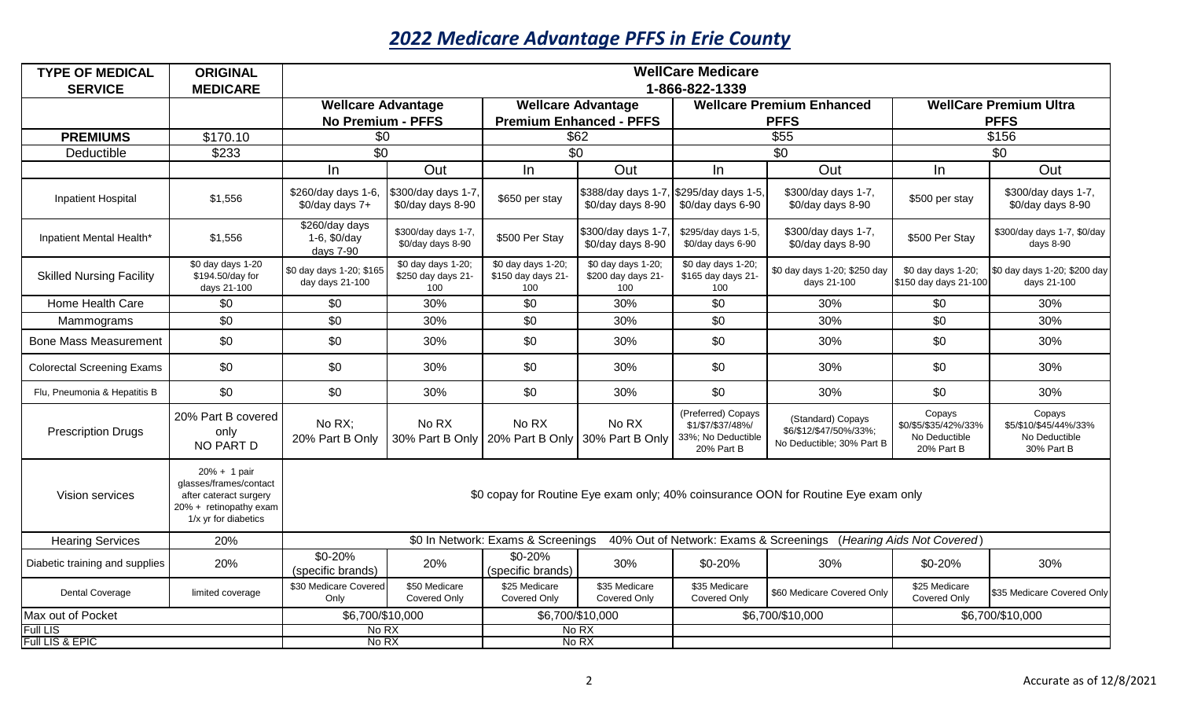# *2022 Medicare Advantage PFFS in Erie County*

| TYPE OF MEDICAL SERVICE | ORIGINAL MEDICARE | WellCare Medicare 1-866-822-1339 | | | | | | | |
|---|---|---|---|---|---|---|---|---|---|
| | | Wellcare Advantage No Premium - PFFS | | Wellcare Advantage Premium Enhanced - PFFS | | Wellcare Premium Enhanced PFFS | | WellCare Premium Ultra PFFS | |
| **PREMIUMS** | $170.10 | $0 | | $62 | | $55 | | $156 | |
| Deductible | $233 | $0 | | $0 | | $0 | | $0 | |
| | | In | Out | In | Out | In | Out | In | Out |
| Inpatient Hospital | $1,556 | $260/day days 1-6, $0/day days 7+ | $300/day days 1-7, $0/day days 8-90 | $650 per stay | $388/day days 1-7, $0/day days 8-90 | $295/day days 1-5, $0/day days 6-90 | $300/day days 1-7, $0/day days 8-90 | $500 per stay | $300/day days 1-7, $0/day days 8-90 |
| Inpatient Mental Health* | $1,556 | $260/day days 1-6, $0/day days 7-90 | $300/day days 1-7, $0/day days 8-90 | $500 Per Stay | $300/day days 1-7, $0/day days 8-90 | $295/day days 1-5, $0/day days 6-90 | $300/day days 1-7, $0/day days 8-90 | $500 Per Stay | $300/day days 1-7, $0/day days 8-90 |
| Skilled Nursing Facility | $0 day days 1-20 $194.50/day for days 21-100 | $0 day days 1-20; $165 day days 21-100 | $0 day days 1-20; $250 day days 21-100 | $0 day days 1-20; $150 day days 21-100 | $0 day days 1-20; $200 day days 21-100 | $0 day days 1-20; $165 day days 21-100 | $0 day days 1-20; $250 day days 21-100 | $0 day days 1-20; $150 day days 21-100 | $0 day days 1-20; $200 day days 21-100 |
| Home Health Care | $0 | $0 | 30% | $0 | 30% | $0 | 30% | $0 | 30% |
| Mammograms | $0 | $0 | 30% | $0 | 30% | $0 | 30% | $0 | 30% |
| Bone Mass Measurement | $0 | $0 | 30% | $0 | 30% | $0 | 30% | $0 | 30% |
| Colorectal Screening Exams | $0 | $0 | 30% | $0 | 30% | $0 | 30% | $0 | 30% |
| Flu, Pneumonia & Hepatitis B | $0 | $0 | 30% | $0 | 30% | $0 | 30% | $0 | 30% |
| Prescription Drugs | 20% Part B covered only NO PART D | No RX; 20% Part B Only | No RX 30% Part B Only | No RX 20% Part B Only | No RX 30% Part B Only | (Preferred) Copays $1/$7/$37/48%/ 33%; No Deductible 20% Part B | (Standard) Copays $6/$12/$47/50%/33%; No Deductible; 30% Part B | Copays $0/$5/$35/42%/33% No Deductible 20% Part B | Copays $5/$10/$45/44%/33% No Deductible 30% Part B |
| Vision services | 20% + 1 pair glasses/frames/contact after cateract surgery 20% + retinopathy exam 1/x yr for diabetics | $0 copay for Routine Eye exam only; 40% coinsurance OON for Routine Eye exam only | | | | | | | |
| Hearing Services | 20% | $0 In Network: Exams & Screenings 40% Out of Network: Exams & Screenings *(Hearing Aids Not Covered)* | | | | | | | |
| Diabetic training and supplies | 20% | $0-20% (specific brands) | 20% | $0-20% (specific brands) | 30% | $0-20% | 30% | $0-20% | 30% |
| Dental Coverage | limited coverage | $30 Medicare Covered Only | $50 Medicare Covered Only | $25 Medicare Covered Only | $35 Medicare Covered Only | $35 Medicare Covered Only | $60 Medicare Covered Only | $25 Medicare Covered Only | $35 Medicare Covered Only |
| Max out of Pocket | | $6,700/$10,000 | | $6,700/$10,000 | | $6,700/$10,000 | | $6,700/$10,000 | |
| Full LIS | | No RX | | No RX | | | | | |
| Full LIS & EPIC | | No RX | | No RX | | | | | |

Accurate as of 12/8/2021